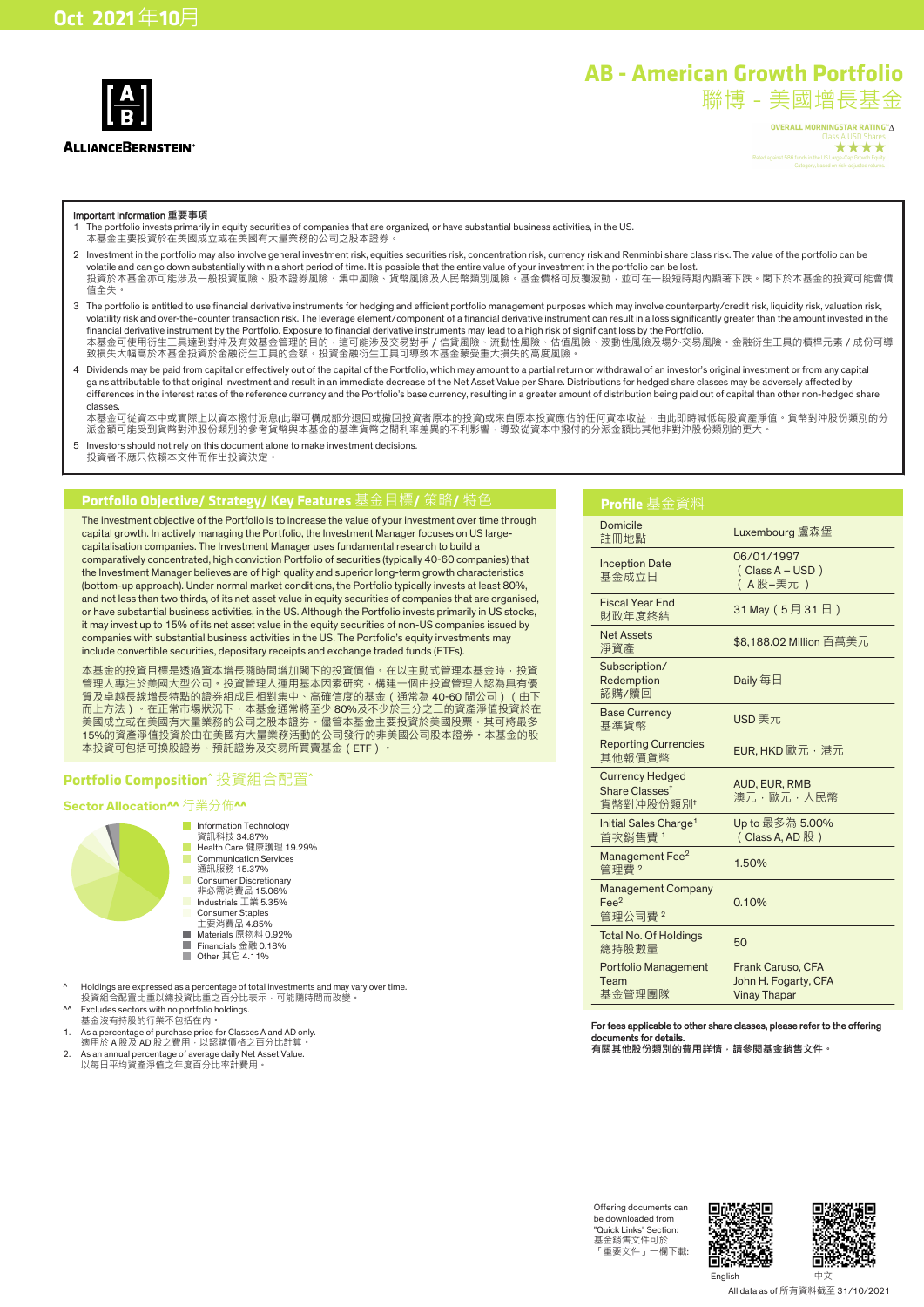Oct 2021 年10月

# AB - American Growth Portfolio
# 聯博 - 美國增長基金

OVERALL MORNINGSTAR RATING™Δ
Class A USD Shares
★★★★
Rated against 588 funds in the US Large-Cap Growth Equity Category, based on risk-adjusted returns.

**Important Information 重要事項**

1. The portfolio invests primarily in equity securities of companies that are organized, or have substantial business activities, in the US.
本基金主要投資於在美國成立或在美國有大量業務的公司之股本證券。
2. Investment in the portfolio may also involve general investment risk, equities securities risk, concentration risk, currency risk and Renminbi share class risk. The value of the portfolio can be volatile and can go down substantially within a short period of time. It is possible that the entire value of your investment in the portfolio can be lost.
投資於本基金亦可能涉及一般投資風險、股本證券風險、集中風險、貨幣風險及人民幣類別風險。基金價格可反覆波動，並可在一段短時期內顯著下跌。閣下於本基金的投資可能會價值全失。
3. The portfolio is entitled to use financial derivative instruments for hedging and efficient portfolio management purposes which may involve counterparty/credit risk, liquidity risk, valuation risk, volatility risk and over-the-counter transaction risk. The leverage element/component of a financial derivative instrument can result in a loss significantly greater than the amount invested in the financial derivative instrument by the Portfolio. Exposure to financial derivative instruments may lead to a high risk of significant loss by the Portfolio.
本基金可使用衍生工具達到對沖及有效基金管理的目的，這可能涉及交易對手 / 信貸風險、流動性風險、估值風險、波動性風險及場外交易風險。金融衍生工具的槓桿元素 / 成份可導致損失大幅高於本基金投資於金融衍生工具的金額。投資金融衍生工具可導致本基金蒙受重大損失的高度風險。
4. Dividends may be paid from capital or effectively out of the capital of the Portfolio, which may amount to a partial return or withdrawal of an investor's original investment or from any capital gains attributable to that original investment and result in an immediate decrease of the Net Asset Value per Share. Distributions for hedged share classes may be adversely affected by differences in the interest rates of the reference currency and the Portfolio's base currency, resulting in a greater amount of distribution being paid out of capital than other non-hedged share classes.
本基金可從資本中或實際上從資本撥付派息(此舉可構成部分退回或撤回投資者原本的投資)或來自原本投資應佔的任何資本收益，由此即時減低每股資產淨值。貨幣對沖股份類別的分派金額可能受到貨幣對沖股份類別的參考貨幣與本基金的基準貨幣之間利率差異的不利影響，導致從資本中撥付的分派金額比其他非對沖股份類別的更大。
5. Investors should not rely on this document alone to make investment decisions.
投資者不應只依賴本文件而作出投資決定。

## Portfolio Objective/ Strategy/ Key Features 基金目標/ 策略/ 特色

The investment objective of the Portfolio is to increase the value of your investment over time through capital growth. In actively managing the Portfolio, the Investment Manager focuses on US large-capitalisation companies. The Investment Manager uses fundamental research to build a comparatively concentrated, high conviction Portfolio of securities (typically 40-60 companies) that the Investment Manager believes are of high quality and superior long-term growth characteristics (bottom-up approach). Under normal market conditions, the Portfolio typically invests at least 80%, and not less than two thirds, of its net asset value in equity securities of companies that are organised, or have substantial business activities, in the US. Although the Portfolio invests primarily in the US, it may invest up to 15% of its net asset value in the equity securities of non-US companies issued by companies with substantial business activities in the US. The Portfolio's equity investments may include convertible securities, depositary receipts and exchange traded funds (ETFs).

本基金的投資目標是透過資本增長隨時間增加閣下的投資價值。在以主動式管理本基金時，投資管理人專注於美國大型公司。投資管理人運用基本因素研究，構建一個由投資管理人認為具有優質及卓越長線增長特點的證券組成且相對集中、高確信度的基金（通常為 40-60 間公司）（由下而上方法）。在正常市場狀況下，本基金通常將至少 80%及不少於三分之二的資產淨值投資於在美國成立或在美國有大量業務的公司之股本證券。儘管本基金主要投資於美國股票，其可將最多15%的資產淨值投資於由在美國有大量業務活動的公司發行的非美國公司股本證券。本基金的股本投資可包括可換股證券、預託證券及交易所買賣基金（ETF）。

## Portfolio Composition^ 投資組合配置^

### Sector Allocation^^ 行業分佈^^

| Sector | % |
|---|---|
| Information Technology 資訊科技 | 34.87% |
| Health Care 健康護理 | 19.29% |
| Communication Services 通訊服務 | 15.37% |
| Consumer Discretionary 非必需消費品 | 15.06% |
| Industrials 工業 | 5.35% |
| Consumer Staples 主要消費品 | 4.85% |
| Materials 原物料 | 0.92% |
| Financials 金融 | 0.18% |
| Other 其它 | 4.11% |

^ Holdings are expressed as a percentage of total investments and may vary over time.
投資組合配置比重以總投資比重之百分比表示，可能隨時間而改變。

^^ Excludes sectors with no portfolio holdings.
基金沒有持股的行業不包括在內。

1. As a percentage of purchase price for Classes A and AD only.
適用於 A 股及 AD 股之費用，以認購價格之百分比計算。

2. As an annual percentage of average daily Net Asset Value.
以每日平均資產淨值之年度百分比率計費用。

## Profile 基金資料

| | |
|---|---|
| Domicile 註冊地點 | Luxembourg 盧森堡 |
| Inception Date 基金成立日 | 06/01/1997 (Class A – USD) (A 股–美元) |
| Fiscal Year End 財政年度終結 | 31 May (5 月 31 日) |
| Net Assets 淨資產 | $8,188.02 Million 百萬美元 |
| Subscription/ Redemption 認購/贖回 | Daily 每日 |
| Base Currency 基準貨幣 | USD 美元 |
| Reporting Currencies 其他報價貨幣 | EUR, HKD 歐元，港元 |
| Currency Hedged Share Classes† 貨幣對沖股份類別† | AUD, EUR, RMB 澳元，歐元，人民幣 |
| Initial Sales Charge[1] 首次銷售費 [1] | Up to 最多為 5.00% (Class A, AD 股) |
| Management Fee[2] 管理費 [2] | 1.50% |
| Management Company Fee[2] 管理公司費 [2] | 0.10% |
| Total No. Of Holdings 總持股數量 | 50 |
| Portfolio Management Team 基金管理團隊 | Frank Caruso, CFA<br>John H. Fogarty, CFA<br>Vinay Thapar |

**For fees applicable to other share classes, please refer to the offering documents for details.**
**有關其他股份類別的費用詳情，請參閱基金銷售文件。**

Offering documents can be downloaded from "Quick Links" Section:
基金銷售文件可於「重要文件」一欄下載:

English 中文

All data as of 所有資料截至 31/10/2021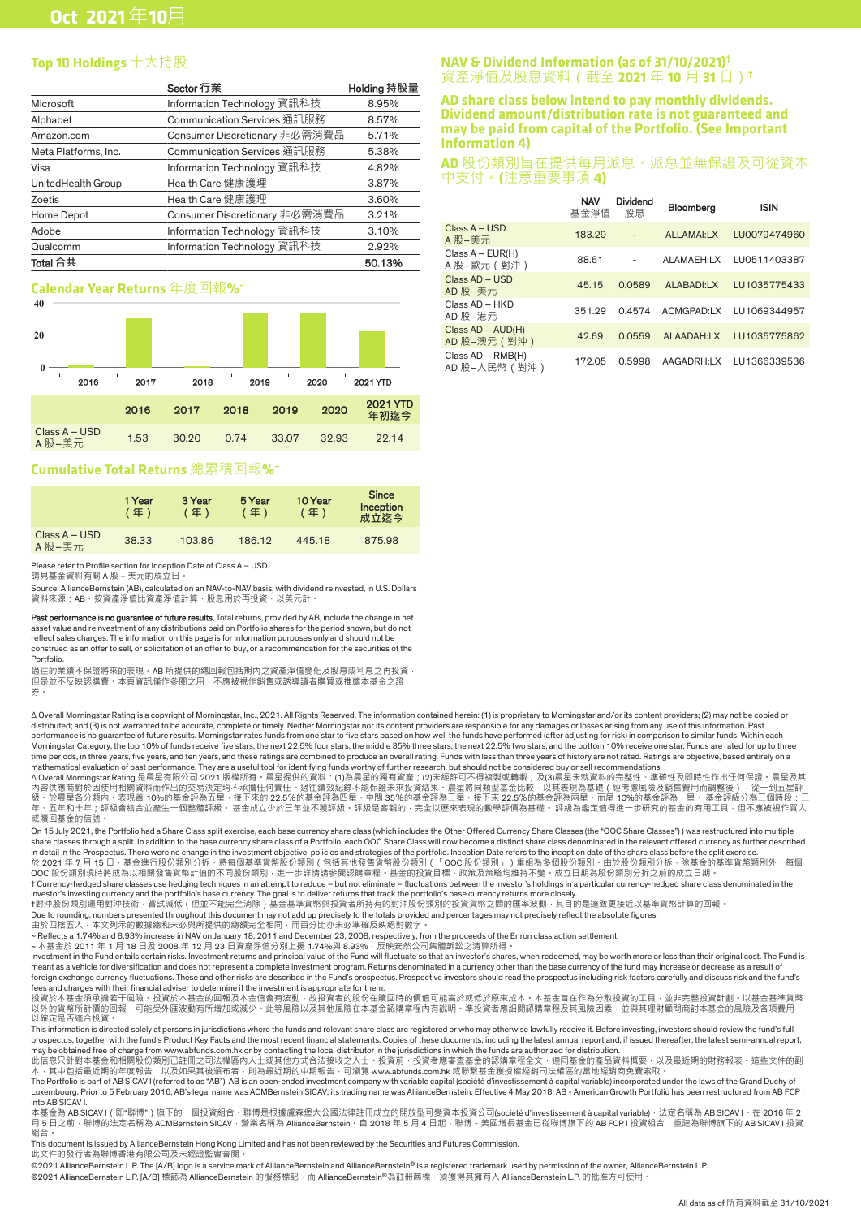# Oct 2021 年10月

## Top 10 Holdings 十大持股

| | Sector 行業 | Holding 持股量 |
|---|---|---|
| Microsoft | Information Technology 資訊科技 | 8.95% |
| Alphabet | Communication Services 通訊服務 | 8.57% |
| Amazon.com | Consumer Discretionary 非必需消費品 | 5.71% |
| Meta Platforms, Inc. | Communication Services 通訊服務 | 5.38% |
| Visa | Information Technology 資訊科技 | 4.82% |
| UnitedHealth Group | Health Care 健康護理 | 3.87% |
| Zoetis | Health Care 健康護理 | 3.60% |
| Home Depot | Consumer Discretionary 非必需消費品 | 3.21% |
| Adobe | Information Technology 資訊科技 | 3.10% |
| Qualcomm | Information Technology 資訊科技 | 2.92% |
| **Total 合共** | | **50.13%** |

## Calendar Year Returns 年度回報%~

40
20
0
2016
2017
2018
2019
2020
2021 YTD

| | 2016 | 2017 | 2018 | 2019 | 2020 | 2021 YTD 年初迄今 |
|---|---|---|---|---|---|---|
| Class A – USD A 股–美元 | 1.53 | 30.20 | 0.74 | 33.07 | 32.93 | 22.14 |

## Cumulative Total Returns 總累積回報%~

| | 1 Year（年） | 3 Year（年） | 5 Year（年） | 10 Year（年） | Since Inception 成立迄今 |
|---|---|---|---|---|---|
| Class A – USD A 股–美元 | 38.33 | 103.86 | 186.12 | 445.18 | 875.98 |

Please refer to Profile section for Inception Date of Class A – USD.
請見基金資料有關 A 股 – 美元的成立日。

Source: AllianceBernstein (AB), calculated on an NAV-to-NAV basis, with dividend reinvested, in U.S. Dollars
資料來源：AB，按資產淨值比資產淨值計算，股息用於再投資，以美元計。

**Past performance is no guarantee of future results.** Total returns, provided by AB, include the change in net asset value and reinvestment of any distributions paid on Portfolio shares for the period shown, but do not reflect sales charges. The information on this page is for information purposes only and should not be construed as an offer to sell, or solicitation of an offer to buy, or a recommendation for the securities of the Portfolio.
過往的業績不保證將來的表現。AB 所提供的總回報包括期內之資產淨值變化及股息或利息之再投資，但是並不反映認購費。本頁資訊僅作參閱之用，不應被視作銷售或誘導讀者購買或推薦本基金之證券。

## NAV & Dividend Information (as of 31/10/2021)† 資產淨值及股息資料（截至 2021 年 10 月 31 日）†

**AD share class below intend to pay monthly dividends. Dividend amount/distribution rate is not guaranteed and may be paid from capital of the Portfolio. (See Important Information 4)**

**AD 股份類別旨在提供每月派息。派息並無保證及可從資本中支付。(注意重要事項 4)**

| | NAV 基金淨值 | Dividend 股息 | Bloomberg | ISIN |
|---|---|---|---|---|
| Class A – USD A 股–美元 | 183.29 | - | ALLAMAI:LX | LU0079474960 |
| Class A – EUR(H) A 股–歐元（對沖） | 88.61 | - | ALAMAEH:LX | LU0511403387 |
| Class AD – USD AD 股–美元 | 45.15 | 0.0589 | ALABADI:LX | LU1035775433 |
| Class AD – HKD AD 股–港元 | 351.29 | 0.4574 | ACMGPAD:LX | LU1069344957 |
| Class AD – AUD(H) AD 股–澳元（對沖） | 42.69 | 0.0559 | ALAADAH:LX | LU1035775862 |
| Class AD – RMB(H) AD 股–人民幣（對沖） | 172.05 | 0.5998 | AAGADRH:LX | LU1366339536 |

Δ Overall Morningstar Rating is a copyright of Morningstar, Inc., 2021. All Rights Reserved. The information contained herein: (1) is proprietary to Morningstar and/or its content providers; (2) may not be copied or distributed; and (3) is not warranted to be accurate, complete or timely. Neither Morningstar nor its content providers are responsible for any damages or losses arising from any use of this information. Past performance is no guarantee of future results. Morningstar rates funds from one star to five stars based on how well the funds have performed (after adjusting for risk) in comparison to similar funds. Within each Morningstar Category, the top 10% of funds receive five stars, the next 22.5% four stars, the middle 35% three stars, the next 22.5% two stars, and the bottom 10% receive one star. Funds are rated for up to three time periods, in three years, five years, and ten years, and these ratings are combined to produce an overall rating. Funds with less than three years of history are not rated. Ratings are objective, based entirely on a mathematical evaluation of past performance. They are a useful tool for identifying funds worthy of further research, but should not be considered buy or sell recommendations.
Δ Overall Morningstar Rating 是晨星有限公司 2021 版權所有。晨星提供的資料：(1)為晨星的獨有資產；(2)未經許可不得複製或轉載；及(3)晨星未就資料的完整性、準確性及即時性作出任何保證。晨星及其內容供應商對於因使用相關資料而作出的交易決定均不承擔任何責任。過往續效紀錄不能保證未來投資結果。晨星將同類型基金比較，以其表現為基礎（經考慮風險及銷售費用而調整後），從一到五星評級。於晨星各分類內，表現首 10%的基金評為五星，接下來的 22.5%的基金評為四星，中間 35%的基金評為三星，接下來 22.5%的基金評為兩星，而尾 10%的基金評為一星。基金評級分為三個時段：三年、五年和十年；評級會結合並產生一個整體評級。基金成立少於三年並不獲評級。評級是客觀的，完全以歷來表現的數學評價為基礎。評級為鑑定值得進一步研究的基金的有用工具，但不應被視作買入或賣回基金的信號。

On 15 July 2021, the Portfolio had a Share Class split exercise, each base currency share class (which includes the Other Offered Currency Share Classes (the "OOC Share Classes") ) was restructured into multiple share classes through a split. In addition to the base currency share class of a Portfolio, each OOC Share Class will now become a distinct share class denominated in the relevant offered currency as further described in detail in the Prospectus. There were no change in the investment objective, policies and strategies of the portfolio. Inception Date refers to the inception date of the share class before the split exercise.
於 2021 年 7 月 15 日，基金進行股份類別分拆，將每個基準貨幣股份類別（包括其他發售貨幣股份類別（「OOC 股份類別」）重組為多個股份類別。由於股份類別分拆，除基金的基準貨幣類別外，每個 OOC 股份類別現時將成為以相關發售貨幣計值的不同股份類別，進一步詳情請參閱認購章程。基金的投資目標、政策及策略均維持不變。成立日期為股份類別分拆之前的成立日期。

† Currency-hedged share classes use hedging techniques in an attempt to reduce – but not eliminate – fluctuations between the investor's holdings in a particular currency-hedged share class denominated in the investor's investing currency and the portfolio's base currency. The goal is to deliver returns that track the portfolio's base currency returns more closely.
†對沖股份類別運用對沖技術，嘗試減低（但並不能完全消除）基金基準貨幣與投資者所持有的對沖股份類別的投資貨幣之間的匯率波動，其目的是達致更接近以基準貨幣計算的回報。

Due to rounding, numbers presented throughout this document may not add up precisely to the totals provided and percentages may not precisely reflect the absolute figures.
由於四捨五入，本文列示的數據總和未必與所提供的總額完全相同，而百分比亦未必準確反映絕對數字。

~ Reflects a 1.74% and 8.93% increase in NAV on January 18, 2011 and December 23, 2008, respectively, from the proceeds of the Enron class action settlement.
~ 本基金於 2011 年 1 月 18 日及 2008 年 12 月 23 日資產淨值分別上揚 1.74%與 8.93%，反映安然公司集體訴訟之清算所得。

Investment in the Fund entails certain risks. Investment returns and principal value of the Fund will fluctuate so that an investor's shares, when redeemed, may be worth more or less than their original cost. The Fund is meant as a vehicle for diversification and does not represent a complete investment program. Returns denominated in a currency other than the base currency of the fund may increase or decrease as a result of foreign exchange currency fluctuations. These and other risks are described in the Fund's prospectus. Prospective investors should read the prospectus including risk factors carefully and discuss risk and the Fund's fees and charges with their financial adviser to determine if the investment is appropriate for them.
投資於本基金須承擔若干風險。投資於本基金的回報及本金值會有波動，故投資者的股份在贖回時的價值可能高於或低於原來成本。本基金旨在作為分散投資的工具，並非完整投資計劃。以基金基準貨幣以外的貨幣所計價的回報，可能受外匯波動有所增加或減少。此等風險以及其他風險在本基金認購章程內有說明。準投資者應細閱認購章程及其風險因素，並與其理財顧問商討本基金的風險及各項費用，以確定是否適合投資。

This information is directed solely at persons in jurisdictions where the funds and relevant share class are registered or who may otherwise lawfully receive it. Before investing, investors should review the fund's full prospectus, together with the fund's Product Key Facts and the most recent financial statements. Copies of these documents, including the latest annual report, and if issued thereafter, the latest semi-annual report, may be obtained free of charge from www.abfunds.com.hk or by contacting the local distributor in the jurisdictions in which the funds are authorized for distribution.
此信息只針對本基金和相關股份類別已註冊之司法權區內人士或其他方式合法接收之人士。投資前，投資者應審查基金的認購章程全文，連同基金的產品資料概要，以及最近期的財務報表。這些文件的副本，其中包括最近期的年度報告，以及如果其後頒布者，則為最近期的中期報告，可瀏覽 www.abfunds.com.hk 或聯繫基金獲授權經銷司法權區的當地經銷商免費索取。

The Portfolio is part of AB SICAV I (referred to as "AB). AB is an open-ended investment company with variable capital (société d'investissement à capital variable) incorporated under the laws of the Grand Duchy of Luxembourg. Prior to 5 February 2016, AB's legal name was ACMBernstein SICAV, its trading name was AllianceBernstein. Effective 4 May 2018, AB - American Growth Portfolio has been restructured from AB FCP I into AB SICAV I.
本基金為 AB SICAV I（即"聯博"）旗下的一個投資組合。聯博是根據盧森堡大公國法律註冊成立的開放型可變資本投資公司(société d'investissement à capital variable)，法定名稱為 AB SICAV I。在 2016 年 2 月 5 日之前，聯博的法定名稱為 ACMBernstein SICAV，營業名稱為 AllianceBernstein。自 2018 年 5 月 4 日起，聯博 - 美國增長基金已從聯博旗下的 AB FCP I 投資組合，重建為聯博旗下的 AB SICAV I 投資組合。

This document is issued by AllianceBernstein Hong Kong Limited and has not been reviewed by the Securities and Futures Commission.
此文件的發行者為聯博香港有限公司及未經證監會審閱。

©2021 AllianceBernstein L.P. The [A/B] logo is a service mark of AllianceBernstein and AllianceBernstein® is a registered trademark used by permission of the owner, AllianceBernstein L.P.
©2021 AllianceBernstein L.P. [A/B] 標誌為 AllianceBernstein 的服務標記，而 AllianceBernstein®為註冊商標，須獲得其擁有人 AllianceBernstein L.P. 的批准方可使用。

All data as of 所有資料截至 31/10/2021